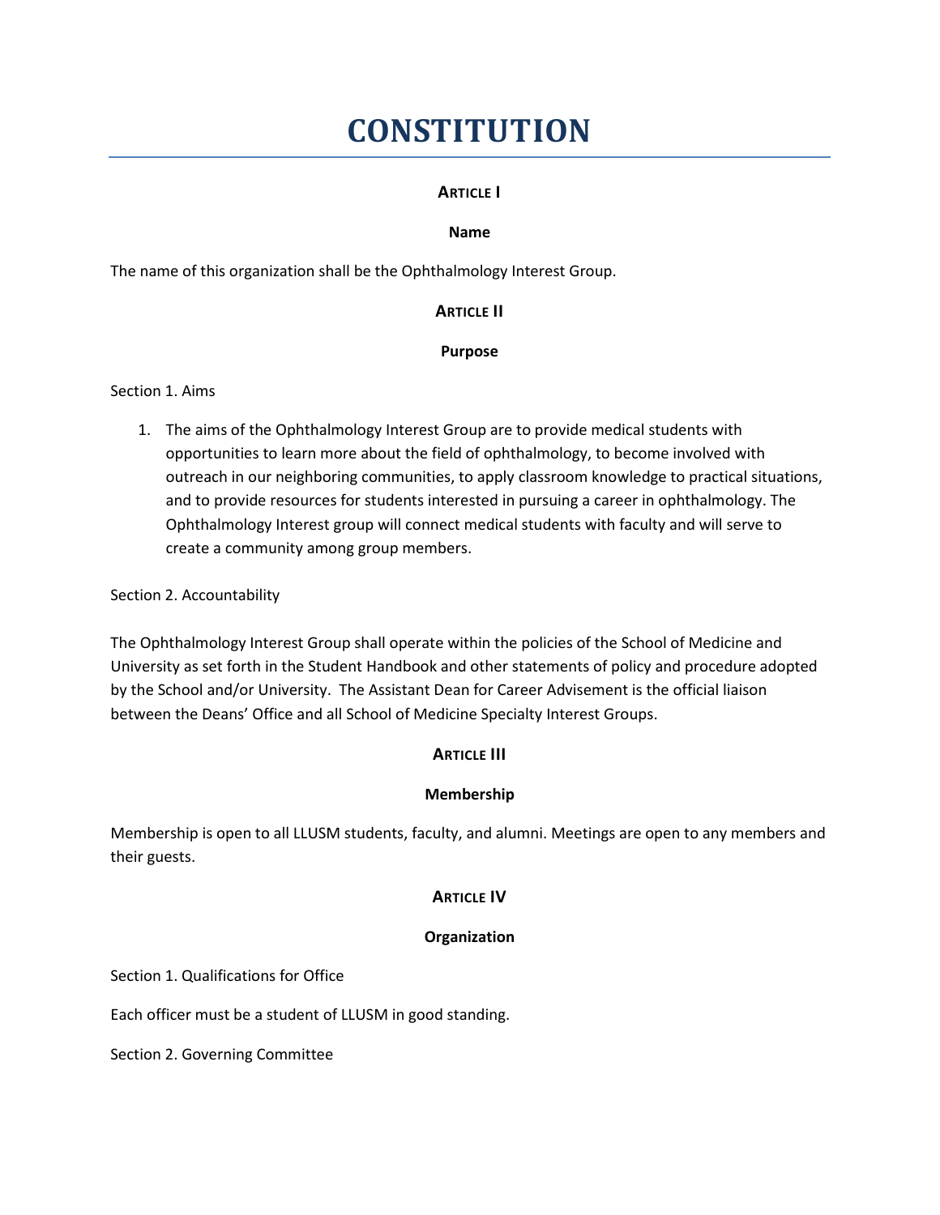# CONSTITUTION

**ARTICLE I**

**Name**

The name of this organization shall be the Ophthalmology Interest Group.

**ARTICLE II**

**Purpose**

Section 1. Aims

1. The aims of the Ophthalmology Interest Group are to provide medical students with opportunities to learn more about the field of ophthalmology, to become involved with outreach in our neighboring communities, to apply classroom knowledge to practical situations, and to provide resources for students interested in pursuing a career in ophthalmology. The Ophthalmology Interest group will connect medical students with faculty and will serve to create a community among group members.

Section 2. Accountability

The Ophthalmology Interest Group shall operate within the policies of the School of Medicine and University as set forth in the Student Handbook and other statements of policy and procedure adopted by the School and/or University. The Assistant Dean for Career Advisement is the official liaison between the Deans' Office and all School of Medicine Specialty Interest Groups.

**ARTICLE III**

**Membership**

Membership is open to all LLUSM students, faculty, and alumni. Meetings are open to any members and their guests.

**ARTICLE IV**

**Organization**

Section 1. Qualifications for Office

Each officer must be a student of LLUSM in good standing.

Section 2. Governing Committee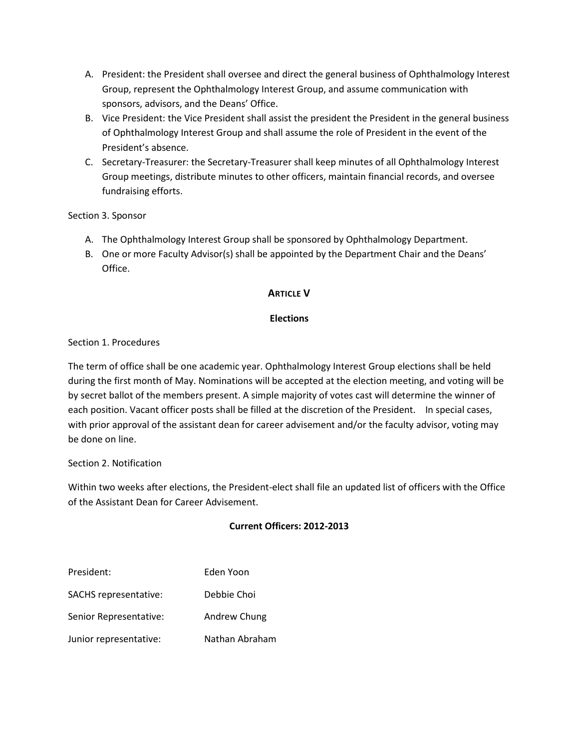A. President: the President shall oversee and direct the general business of Ophthalmology Interest Group, represent the Ophthalmology Interest Group, and assume communication with sponsors, advisors, and the Deans' Office.
B. Vice President: the Vice President shall assist the president the President in the general business of Ophthalmology Interest Group and shall assume the role of President in the event of the President's absence.
C. Secretary-Treasurer: the Secretary-Treasurer shall keep minutes of all Ophthalmology Interest Group meetings, distribute minutes to other officers, maintain financial records, and oversee fundraising efforts.

Section 3. Sponsor

A. The Ophthalmology Interest Group shall be sponsored by Ophthalmology Department.
B. One or more Faculty Advisor(s) shall be appointed by the Department Chair and the Deans' Office.

## ARTICLE V

## Elections

Section 1. Procedures

The term of office shall be one academic year. Ophthalmology Interest Group elections shall be held during the first month of May. Nominations will be accepted at the election meeting, and voting will be by secret ballot of the members present. A simple majority of votes cast will determine the winner of each position. Vacant officer posts shall be filled at the discretion of the President. In special cases, with prior approval of the assistant dean for career advisement and/or the faculty advisor, voting may be done on line.

Section 2. Notification

Within two weeks after elections, the President-elect shall file an updated list of officers with the Office of the Assistant Dean for Career Advisement.

**Current Officers: 2012-2013**

| | |
|---|---|
| President: | Eden Yoon |
| SACHS representative: | Debbie Choi |
| Senior Representative: | Andrew Chung |
| Junior representative: | Nathan Abraham |